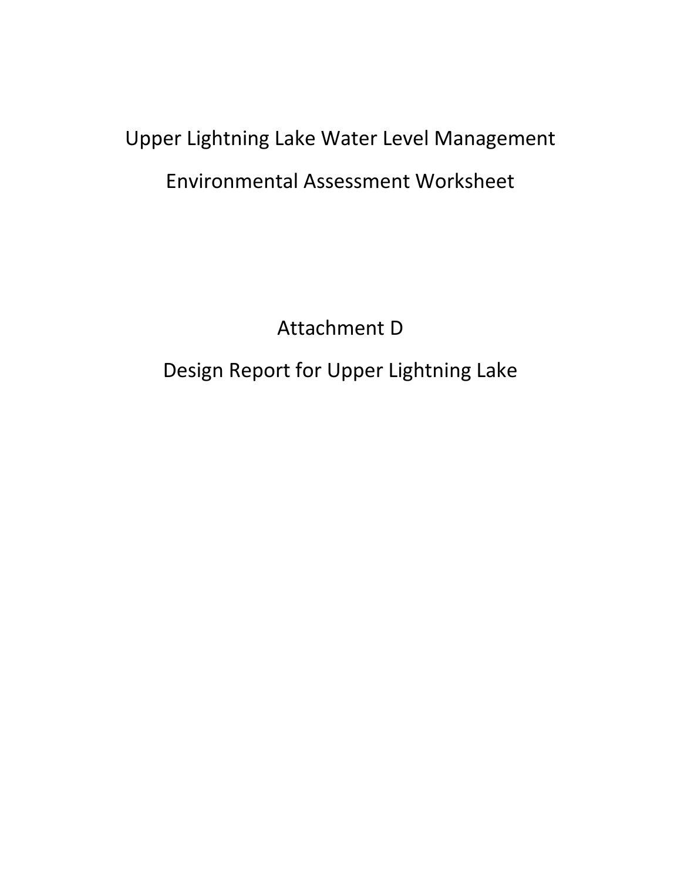# Upper Lightning Lake Water Level Management

# Environmental Assessment Worksheet

## Attachment D

## Design Report for Upper Lightning Lake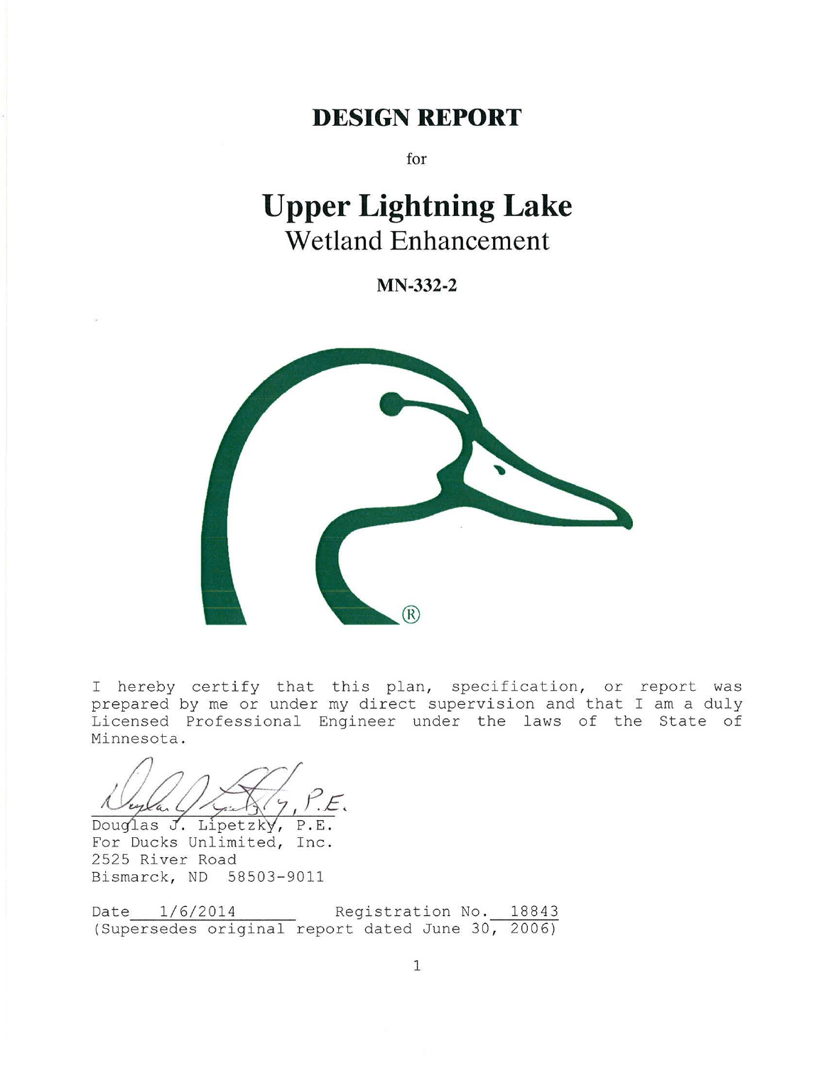# DESIGN REPORT

for

# Upper Lightning Lake

## Wetland Enhancement

**MN-332-2**

I hereby certify that this plan, specification, or report was prepared by me or under my direct supervision and that I am a duly Licensed Professional Engineer under the laws of the State of Minnesota.

Douglas J. Lipetzky, P.E.
For Ducks Unlimited, Inc.
2525 River Road
Bismarck, ND 58503-9011

Date 1/6/2014 Registration No. 18843
(Supersedes original report dated June 30, 2006)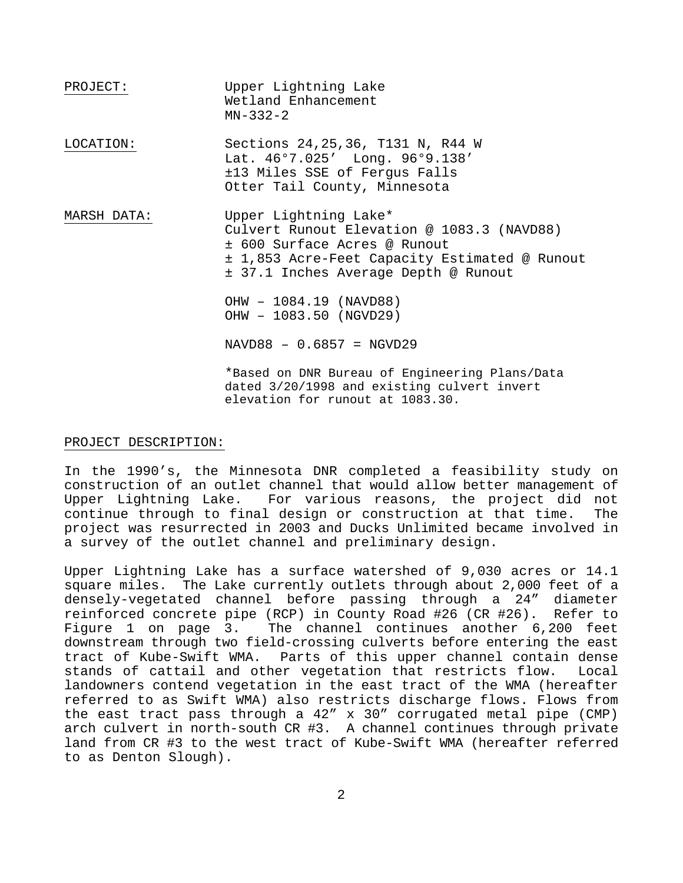<u>PROJECT:</u> Upper Lightning Lake
Wetland Enhancement
MN-332-2

<u>LOCATION:</u> Sections 24,25,36, T131 N, R44 W
Lat. 46°7.025' Long. 96°9.138'
±13 Miles SSE of Fergus Falls
Otter Tail County, Minnesota

<u>MARSH DATA:</u> Upper Lightning Lake*
Culvert Runout Elevation @ 1083.3 (NAVD88)
± 600 Surface Acres @ Runout
± 1,853 Acre-Feet Capacity Estimated @ Runout
± 37.1 Inches Average Depth @ Runout

OHW – 1084.19 (NAVD88)
OHW – 1083.50 (NGVD29)

NAVD88 – 0.6857 = NGVD29

*Based on DNR Bureau of Engineering Plans/Data dated 3/20/1998 and existing culvert invert elevation for runout at 1083.30.

<u>PROJECT DESCRIPTION:</u>

In the 1990's, the Minnesota DNR completed a feasibility study on construction of an outlet channel that would allow better management of Upper Lightning Lake. For various reasons, the project did not continue through to final design or construction at that time. The project was resurrected in 2003 and Ducks Unlimited became involved in a survey of the outlet channel and preliminary design.

Upper Lightning Lake has a surface watershed of 9,030 acres or 14.1 square miles. The Lake currently outlets through about 2,000 feet of a densely-vegetated channel before passing through a 24" diameter reinforced concrete pipe (RCP) in County Road #26 (CR #26). Refer to Figure 1 on page 3. The channel continues another 6,200 feet downstream through two field-crossing culverts before entering the east tract of Kube-Swift WMA. Parts of this upper channel contain dense stands of cattail and other vegetation that restricts flow. Local landowners contend vegetation in the east tract of the WMA (hereafter referred to as Swift WMA) also restricts discharge flows. Flows from the east tract pass through a 42" x 30" corrugated metal pipe (CMP) arch culvert in north-south CR #3. A channel continues through private land from CR #3 to the west tract of Kube-Swift WMA (hereafter referred to as Denton Slough).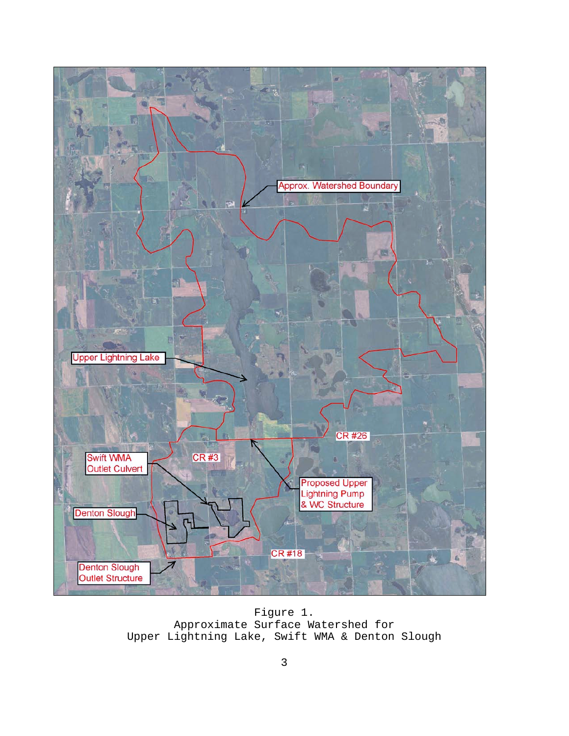Figure 1.
Approximate Surface Watershed for
Upper Lightning Lake, Swift WMA & Denton Slough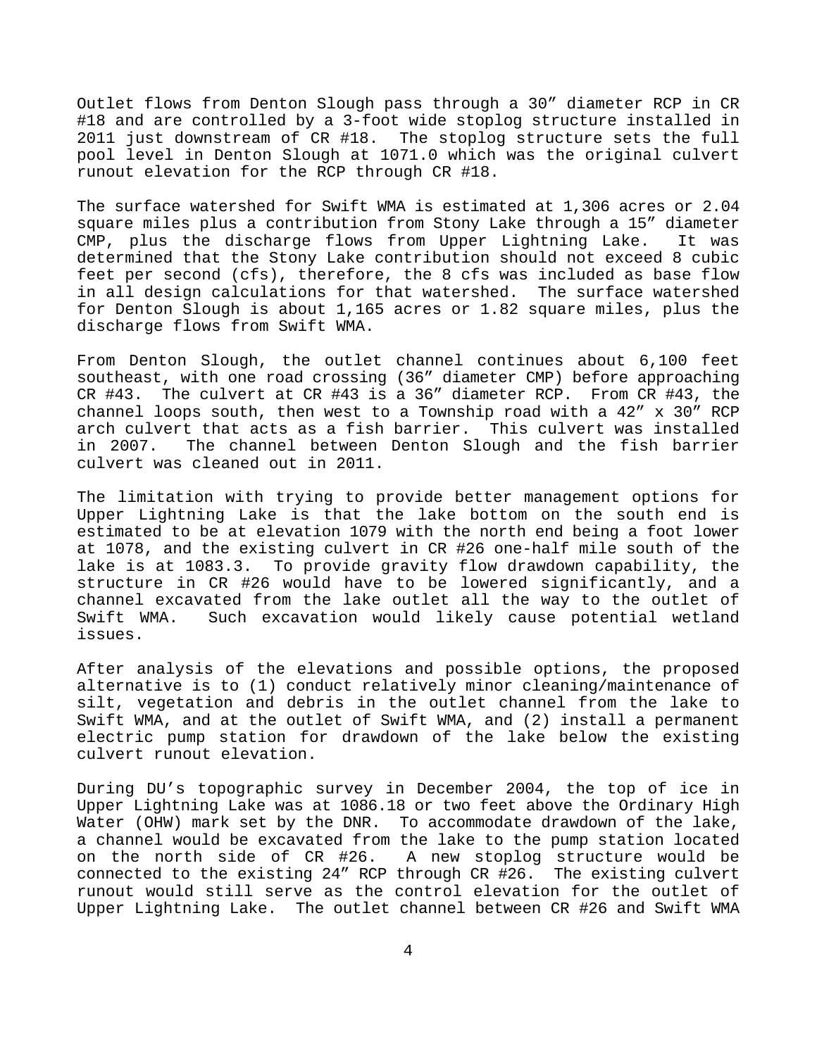Outlet flows from Denton Slough pass through a 30″ diameter RCP in CR #18 and are controlled by a 3-foot wide stoplog structure installed in 2011 just downstream of CR #18. The stoplog structure sets the full pool level in Denton Slough at 1071.0 which was the original culvert runout elevation for the RCP through CR #18.

The surface watershed for Swift WMA is estimated at 1,306 acres or 2.04 square miles plus a contribution from Stony Lake through a 15″ diameter CMP, plus the discharge flows from Upper Lightning Lake. It was determined that the Stony Lake contribution should not exceed 8 cubic feet per second (cfs), therefore, the 8 cfs was included as base flow in all design calculations for that watershed. The surface watershed for Denton Slough is about 1,165 acres or 1.82 square miles, plus the discharge flows from Swift WMA.

From Denton Slough, the outlet channel continues about 6,100 feet southeast, with one road crossing (36″ diameter CMP) before approaching CR #43. The culvert at CR #43 is a 36″ diameter RCP. From CR #43, the channel loops south, then west to a Township road with a 42″ x 30″ RCP arch culvert that acts as a fish barrier. This culvert was installed in 2007. The channel between Denton Slough and the fish barrier culvert was cleaned out in 2011.

The limitation with trying to provide better management options for Upper Lightning Lake is that the lake bottom on the south end is estimated to be at elevation 1079 with the north end being a foot lower at 1078, and the existing culvert in CR #26 one-half mile south of the lake is at 1083.3. To provide gravity flow drawdown capability, the structure in CR #26 would have to be lowered significantly, and a channel excavated from the lake outlet all the way to the outlet of Swift WMA. Such excavation would likely cause potential wetland issues.

After analysis of the elevations and possible options, the proposed alternative is to (1) conduct relatively minor cleaning/maintenance of silt, vegetation and debris in the outlet channel from the lake to Swift WMA, and at the outlet of Swift WMA, and (2) install a permanent electric pump station for drawdown of the lake below the existing culvert runout elevation.

During DU's topographic survey in December 2004, the top of ice in Upper Lightning Lake was at 1086.18 or two feet above the Ordinary High Water (OHW) mark set by the DNR. To accommodate drawdown of the lake, a channel would be excavated from the lake to the pump station located on the north side of CR #26. A new stoplog structure would be connected to the existing 24″ RCP through CR #26. The existing culvert runout would still serve as the control elevation for the outlet of Upper Lightning Lake. The outlet channel between CR #26 and Swift WMA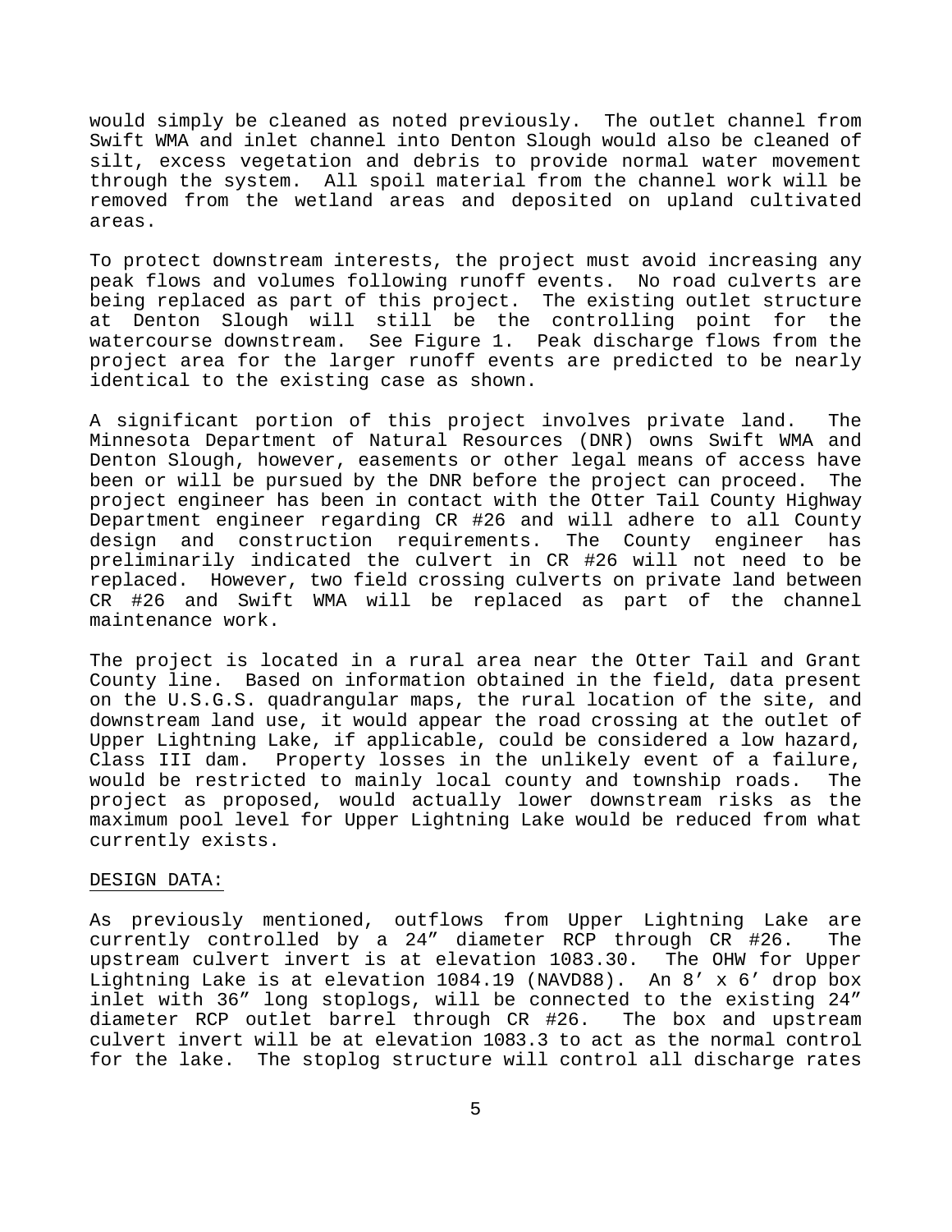would simply be cleaned as noted previously. The outlet channel from Swift WMA and inlet channel into Denton Slough would also be cleaned of silt, excess vegetation and debris to provide normal water movement through the system. All spoil material from the channel work will be removed from the wetland areas and deposited on upland cultivated areas.

To protect downstream interests, the project must avoid increasing any peak flows and volumes following runoff events. No road culverts are being replaced as part of this project. The existing outlet structure at Denton Slough will still be the controlling point for the watercourse downstream. See Figure 1. Peak discharge flows from the project area for the larger runoff events are predicted to be nearly identical to the existing case as shown.

A significant portion of this project involves private land. The Minnesota Department of Natural Resources (DNR) owns Swift WMA and Denton Slough, however, easements or other legal means of access have been or will be pursued by the DNR before the project can proceed. The project engineer has been in contact with the Otter Tail County Highway Department engineer regarding CR #26 and will adhere to all County design and construction requirements. The County engineer has preliminarily indicated the culvert in CR #26 will not need to be replaced. However, two field crossing culverts on private land between CR #26 and Swift WMA will be replaced as part of the channel maintenance work.

The project is located in a rural area near the Otter Tail and Grant County line. Based on information obtained in the field, data present on the U.S.G.S. quadrangular maps, the rural location of the site, and downstream land use, it would appear the road crossing at the outlet of Upper Lightning Lake, if applicable, could be considered a low hazard, Class III dam. Property losses in the unlikely event of a failure, would be restricted to mainly local county and township roads. The project as proposed, would actually lower downstream risks as the maximum pool level for Upper Lightning Lake would be reduced from what currently exists.

DESIGN DATA:

As previously mentioned, outflows from Upper Lightning Lake are currently controlled by a 24″ diameter RCP through CR #26. The upstream culvert invert is at elevation 1083.30. The OHW for Upper Lightning Lake is at elevation 1084.19 (NAVD88). An 8′ x 6′ drop box inlet with 36″ long stoplogs, will be connected to the existing 24″ diameter RCP outlet barrel through CR #26. The box and upstream culvert invert will be at elevation 1083.3 to act as the normal control for the lake. The stoplog structure will control all discharge rates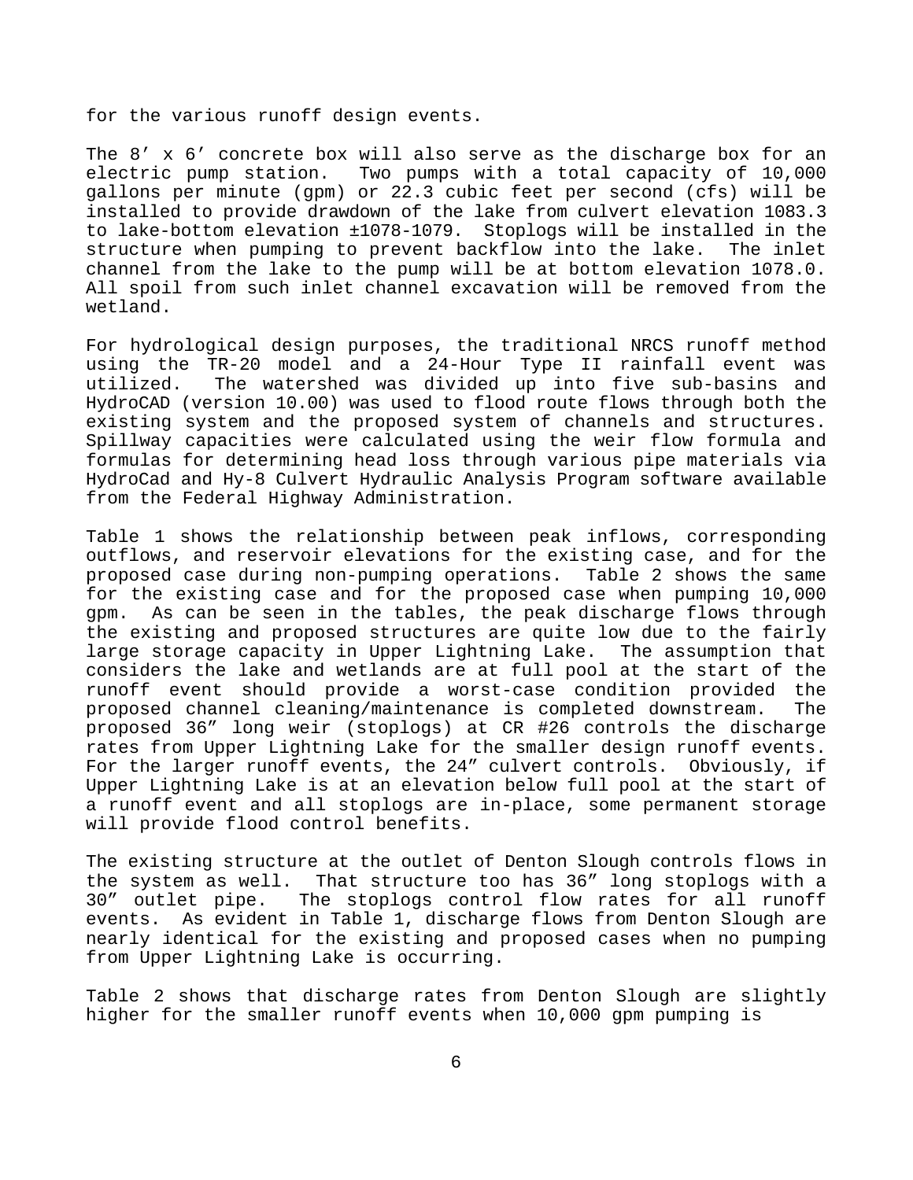for the various runoff design events.

The 8’ x 6’ concrete box will also serve as the discharge box for an electric pump station. Two pumps with a total capacity of 10,000 gallons per minute (gpm) or 22.3 cubic feet per second (cfs) will be installed to provide drawdown of the lake from culvert elevation 1083.3 to lake-bottom elevation ±1078-1079. Stoplogs will be installed in the structure when pumping to prevent backflow into the lake. The inlet channel from the lake to the pump will be at bottom elevation 1078.0. All spoil from such inlet channel excavation will be removed from the wetland.

For hydrological design purposes, the traditional NRCS runoff method using the TR-20 model and a 24-Hour Type II rainfall event was utilized. The watershed was divided up into five sub-basins and HydroCAD (version 10.00) was used to flood route flows through both the existing system and the proposed system of channels and structures. Spillway capacities were calculated using the weir flow formula and formulas for determining head loss through various pipe materials via HydroCad and Hy-8 Culvert Hydraulic Analysis Program software available from the Federal Highway Administration.

Table 1 shows the relationship between peak inflows, corresponding outflows, and reservoir elevations for the existing case, and for the proposed case during non-pumping operations. Table 2 shows the same for the existing case and for the proposed case when pumping 10,000 gpm. As can be seen in the tables, the peak discharge flows through the existing and proposed structures are quite low due to the fairly large storage capacity in Upper Lightning Lake. The assumption that considers the lake and wetlands are at full pool at the start of the runoff event should provide a worst-case condition provided the proposed channel cleaning/maintenance is completed downstream. The proposed 36” long weir (stoplogs) at CR #26 controls the discharge rates from Upper Lightning Lake for the smaller design runoff events. For the larger runoff events, the 24” culvert controls. Obviously, if Upper Lightning Lake is at an elevation below full pool at the start of a runoff event and all stoplogs are in-place, some permanent storage will provide flood control benefits.

The existing structure at the outlet of Denton Slough controls flows in the system as well. That structure too has 36” long stoplogs with a 30” outlet pipe. The stoplogs control flow rates for all runoff events. As evident in Table 1, discharge flows from Denton Slough are nearly identical for the existing and proposed cases when no pumping from Upper Lightning Lake is occurring.

Table 2 shows that discharge rates from Denton Slough are slightly higher for the smaller runoff events when 10,000 gpm pumping is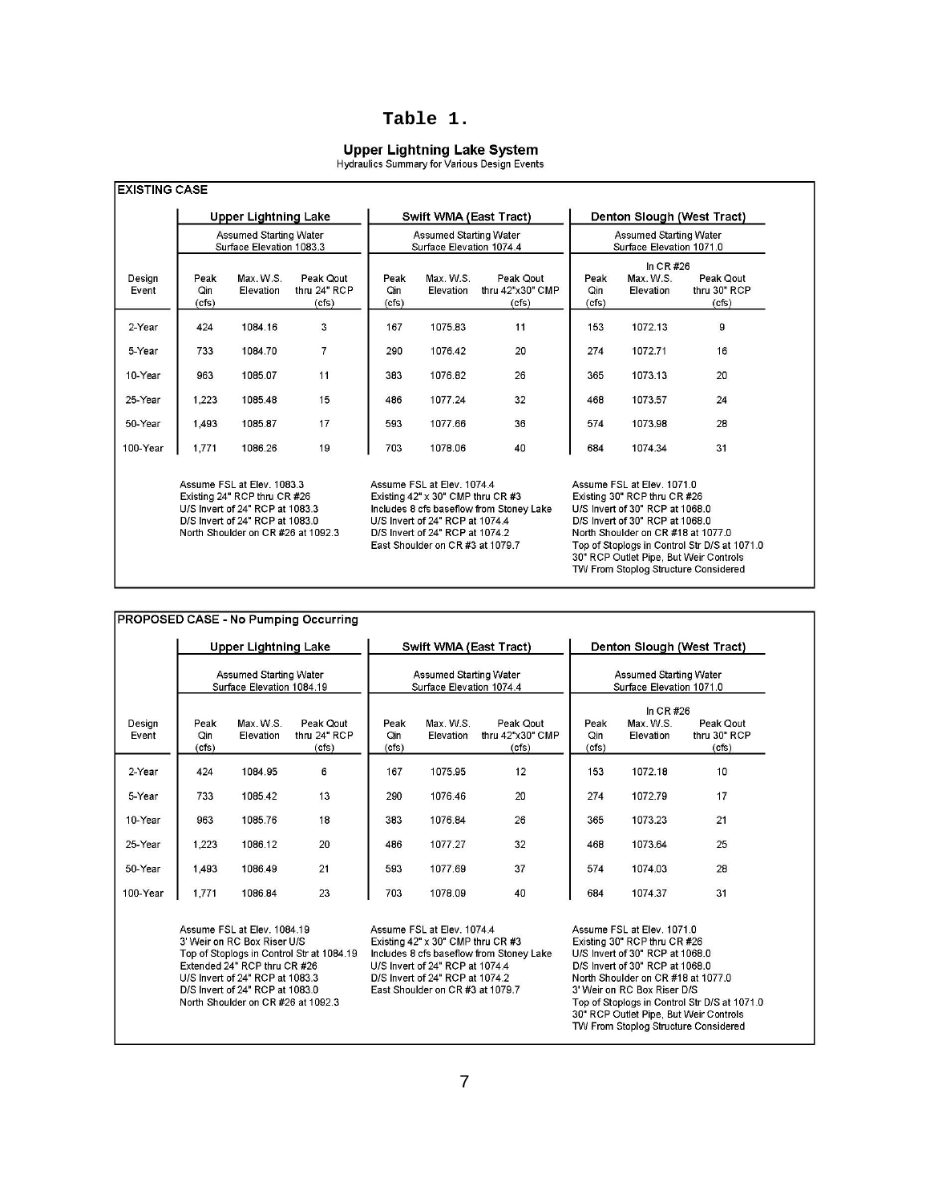# Table 1.

## Upper Lightning Lake System

Hydraulics Summary for Various Design Events

**EXISTING CASE**

| | Upper Lightning Lake | | | Swift WMA (East Tract) | | | Denton Slough (West Tract) | | |
|---|---|---|---|---|---|---|---|---|---|
| | Assumed Starting Water Surface Elevation 1083.3 | | | Assumed Starting Water Surface Elevation 1074.4 | | | Assumed Starting Water Surface Elevation 1071.0 | | |
| Design Event | Peak Qin (cfs) | Max. W.S. Elevation | Peak Qout thru 24" RCP (cfs) | Peak Qin (cfs) | Max. W.S. Elevation | Peak Qout thru 42"x30" CMP (cfs) | Peak Qin (cfs) | In CR #26 Max. W.S. Elevation | Peak Qout thru 30" RCP (cfs) |
| 2-Year | 424 | 1084.16 | 3 | 167 | 1075.83 | 11 | 153 | 1072.13 | 9 |
| 5-Year | 733 | 1084.70 | 7 | 290 | 1076.42 | 20 | 274 | 1072.71 | 16 |
| 10-Year | 963 | 1085.07 | 11 | 383 | 1076.82 | 26 | 365 | 1073.13 | 20 |
| 25-Year | 1,223 | 1085.48 | 15 | 486 | 1077.24 | 32 | 468 | 1073.57 | 24 |
| 50-Year | 1,493 | 1085.87 | 17 | 593 | 1077.66 | 36 | 574 | 1073.98 | 28 |
| 100-Year | 1,771 | 1086.26 | 19 | 703 | 1078.06 | 40 | 684 | 1074.34 | 31 |

Upper Lightning Lake:
Assume FSL at Elev. 1083.3
Existing 24" RCP thru CR #26
U/S Invert of 24" RCP at 1083.3
D/S Invert of 24" RCP at 1083.0
North Shoulder on CR #26 at 1092.3

Swift WMA (East Tract):
Assume FSL at Elev. 1074.4
Existing 42" x 30" CMP thru CR #3
Includes 8 cfs baseflow from Stoney Lake
U/S Invert of 24" RCP at 1074.4
D/S Invert of 24" RCP at 1074.2
East Shoulder on CR #3 at 1079.7

Denton Slough (West Tract):
Assume FSL at Elev. 1071.0
Existing 30" RCP thru CR #26
U/S Invert of 30" RCP at 1068.0
D/S Invert of 30" RCP at 1068.0
North Shoulder on CR #18 at 1077.0
Top of Stoplogs in Control Str D/S at 1071.0
30" RCP Outlet Pipe, But Weir Controls
TW From Stoplog Structure Considered

**PROPOSED CASE - No Pumping Occurring**

| | Upper Lightning Lake | | | Swift WMA (East Tract) | | | Denton Slough (West Tract) | | |
|---|---|---|---|---|---|---|---|---|---|
| | Assumed Starting Water Surface Elevation 1084.19 | | | Assumed Starting Water Surface Elevation 1074.4 | | | Assumed Starting Water Surface Elevation 1071.0 | | |
| Design Event | Peak Qin (cfs) | Max. W.S. Elevation | Peak Qout thru 24" RCP (cfs) | Peak Qin (cfs) | Max. W.S. Elevation | Peak Qout thru 42"x30" CMP (cfs) | Peak Qin (cfs) | In CR #26 Max. W.S. Elevation | Peak Qout thru 30" RCP (cfs) |
| 2-Year | 424 | 1084.95 | 6 | 167 | 1075.95 | 12 | 153 | 1072.18 | 10 |
| 5-Year | 733 | 1085.42 | 13 | 290 | 1076.46 | 20 | 274 | 1072.79 | 17 |
| 10-Year | 963 | 1085.76 | 18 | 383 | 1076.84 | 26 | 365 | 1073.23 | 21 |
| 25-Year | 1,223 | 1086.12 | 20 | 486 | 1077.27 | 32 | 468 | 1073.64 | 25 |
| 50-Year | 1,493 | 1086.49 | 21 | 593 | 1077.69 | 37 | 574 | 1074.03 | 28 |
| 100-Year | 1,771 | 1086.84 | 23 | 703 | 1078.09 | 40 | 684 | 1074.37 | 31 |

Upper Lightning Lake:
Assume FSL at Elev. 1084.19
3' Weir on RC Box Riser U/S
Top of Stoplogs in Control Str at 1084.19
Extended 24" RCP thru CR #26
U/S Invert of 24" RCP at 1083.3
D/S Invert of 24" RCP at 1083.0
North Shoulder on CR #26 at 1092.3

Swift WMA (East Tract):
Assume FSL at Elev. 1074.4
Existing 42" x 30" CMP thru CR #3
Includes 8 cfs baseflow from Stoney Lake
U/S Invert of 24" RCP at 1074.4
D/S Invert of 24" RCP at 1074.2
East Shoulder on CR #3 at 1079.7

Denton Slough (West Tract):
Assume FSL at Elev. 1071.0
Existing 30" RCP thru CR #26
U/S Invert of 30" RCP at 1068.0
D/S Invert of 30" RCP at 1068.0
North Shoulder on CR #18 at 1077.0
3' Weir on RC Box Riser D/S
Top of Stoplogs in Control Str D/S at 1071.0
30" RCP Outlet Pipe, But Weir Controls
TW From Stoplog Structure Considered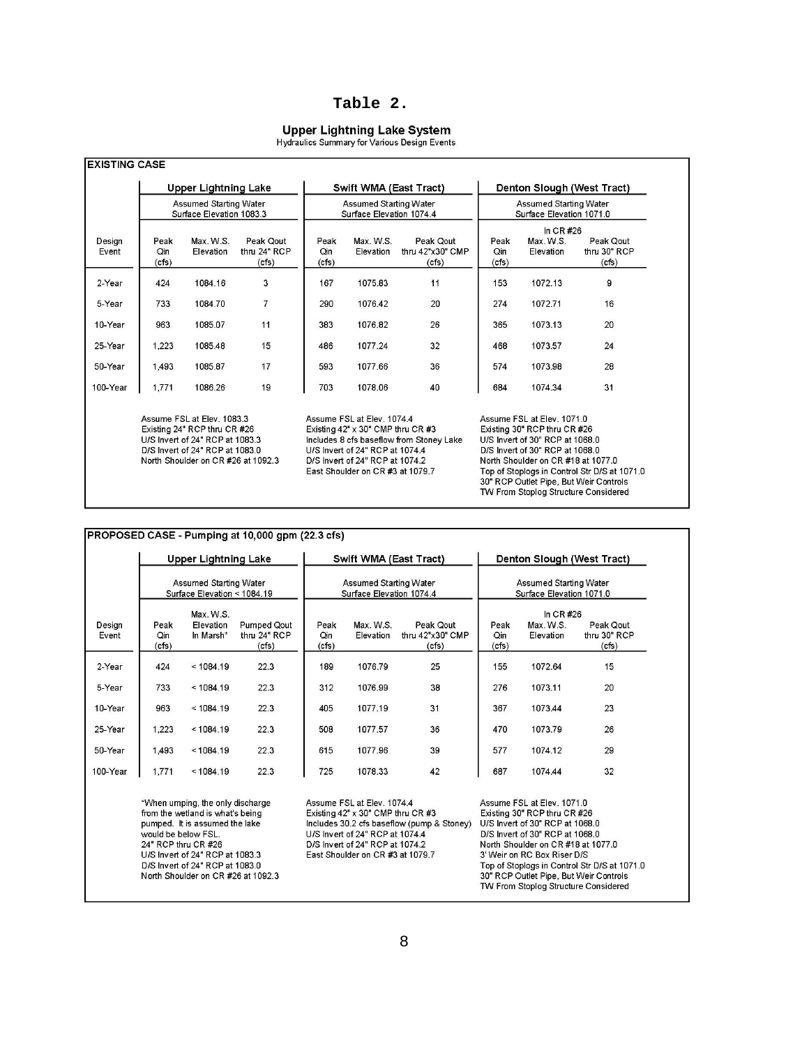# Table 2.

## Upper Lightning Lake System

Hydraulics Summary for Various Design Events

### EXISTING CASE

| | Upper Lightning Lake | | | Swift WMA (East Tract) | | | Denton Slough (West Tract) | | |
|---|---|---|---|---|---|---|---|---|---|
| | Assumed Starting Water Surface Elevation 1083.3 | | | Assumed Starting Water Surface Elevation 1074.4 | | | Assumed Starting Water Surface Elevation 1071.0 | | |
| Design Event | Peak Qin (cfs) | Max. W.S. Elevation | Peak Qout thru 24" RCP (cfs) | Peak Qin (cfs) | Max. W.S. Elevation | Peak Qout thru 42"x30" CMP (cfs) | Peak Qin (cfs) | In CR #26 Max. W.S. Elevation | Peak Qout thru 30" RCP (cfs) |
| 2-Year | 424 | 1084.16 | 3 | 167 | 1075.83 | 11 | 153 | 1072.13 | 9 |
| 5-Year | 733 | 1084.70 | 7 | 290 | 1076.42 | 20 | 274 | 1072.71 | 16 |
| 10-Year | 963 | 1085.07 | 11 | 383 | 1076.82 | 26 | 365 | 1073.13 | 20 |
| 25-Year | 1,223 | 1085.48 | 15 | 486 | 1077.24 | 32 | 468 | 1073.57 | 24 |
| 50-Year | 1,493 | 1085.87 | 17 | 593 | 1077.66 | 36 | 574 | 1073.98 | 28 |
| 100-Year | 1,771 | 1086.26 | 19 | 703 | 1078.06 | 40 | 684 | 1074.34 | 31 |

Upper Lightning Lake:
Assume FSL at Elev. 1083.3
Existing 24" RCP thru CR #26
U/S Invert of 24" RCP at 1083.3
D/S Invert of 24" RCP at 1083.0
North Shoulder on CR #26 at 1092.3

Swift WMA (East Tract):
Assume FSL at Elev. 1074.4
Existing 42" x 30" CMP thru CR #3
Includes 8 cfs baseflow from Stoney Lake
U/S Invert of 24" RCP at 1074.4
D/S Invert of 24" RCP at 1074.2
East Shoulder on CR #3 at 1079.7

Denton Slough (West Tract):
Assume FSL at Elev. 1071.0
Existing 30" RCP thru CR #26
U/S Invert of 30" RCP at 1068.0
D/S Invert of 30" RCP at 1068.0
North Shoulder on CR #18 at 1077.0
Top of Stoplogs in Control Str D/S at 1071.0
30" RCP Outlet Pipe, But Weir Controls
TW From Stoplog Structure Considered

### PROPOSED CASE - Pumping at 10,000 gpm (22.3 cfs)

| | Upper Lightning Lake | | | Swift WMA (East Tract) | | | Denton Slough (West Tract) | | |
|---|---|---|---|---|---|---|---|---|---|
| | Assumed Starting Water Surface Elevation < 1084.19 | | | Assumed Starting Water Surface Elevation 1074.4 | | | Assumed Starting Water Surface Elevation 1071.0 | | |
| Design Event | Peak Qin (cfs) | Max. W.S. Elevation In Marsh* | Pumped Qout thru 24" RCP (cfs) | Peak Qin (cfs) | Max. W.S. Elevation | Peak Qout thru 42"x30" CMP (cfs) | Peak Qin (cfs) | In CR #26 Max. W.S. Elevation | Peak Qout thru 30" RCP (cfs) |
| 2-Year | 424 | < 1084.19 | 22.3 | 189 | 1076.79 | 25 | 155 | 1072.64 | 15 |
| 5-Year | 733 | < 1084.19 | 22.3 | 312 | 1076.99 | 38 | 276 | 1073.11 | 20 |
| 10-Year | 963 | < 1084.19 | 22.3 | 405 | 1077.19 | 31 | 367 | 1073.44 | 23 |
| 25-Year | 1,223 | < 1084.19 | 22.3 | 508 | 1077.57 | 36 | 470 | 1073.79 | 26 |
| 50-Year | 1,493 | < 1084.19 | 22.3 | 615 | 1077.96 | 39 | 577 | 1074.12 | 29 |
| 100-Year | 1,771 | < 1084.19 | 22.3 | 725 | 1078.33 | 42 | 687 | 1074.44 | 32 |

Upper Lightning Lake:
*When umping, the only discharge from the wetland is what's being pumped. It is assumed the lake would be below FSL.
24" RCP thru CR #26
U/S Invert of 24" RCP at 1083.3
D/S Invert of 24" RCP at 1083.0
North Shoulder on CR #26 at 1092.3

Swift WMA (East Tract):
Assume FSL at Elev. 1074.4
Existing 42" x 30" CMP thru CR #3
Includes 30.2 cfs baseflow (pump & Stoney)
U/S Invert of 24" RCP at 1074.4
D/S Invert of 24" RCP at 1074.2
East Shoulder on CR #3 at 1079.7

Denton Slough (West Tract):
Assume FSL at Elev. 1071.0
Existing 30" RCP thru CR #26
U/S Invert of 30" RCP at 1068.0
D/S Invert of 30" RCP at 1068.0
North Shoulder on CR #18 at 1077.0
3' Weir on RC Box Riser D/S
Top of Stoplogs in Control Str D/S at 1071.0
30" RCP Outlet Pipe, But Weir Controls
TW From Stoplog Structure Considered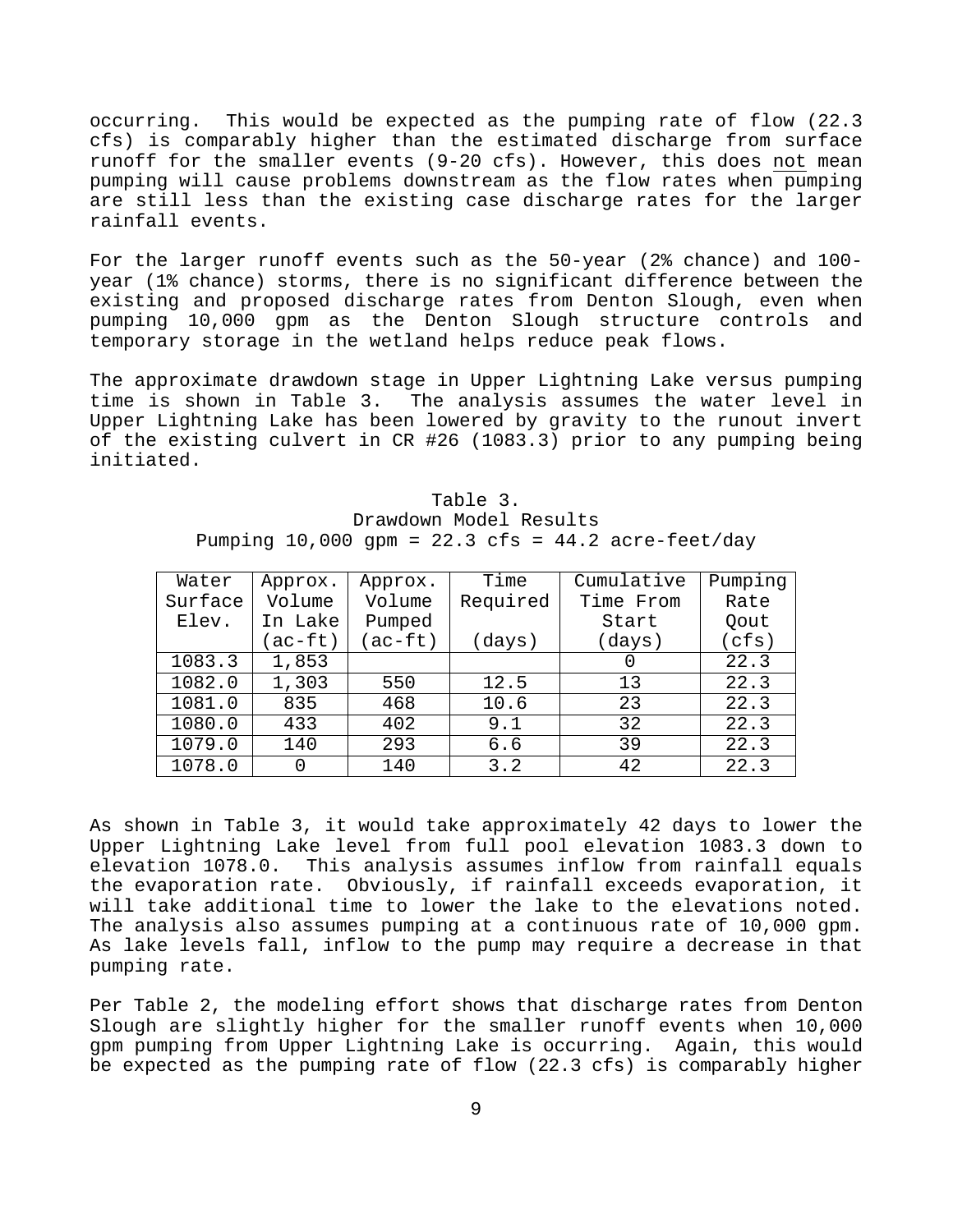occurring. This would be expected as the pumping rate of flow (22.3 cfs) is comparably higher than the estimated discharge from surface runoff for the smaller events (9-20 cfs). However, this does not mean pumping will cause problems downstream as the flow rates when pumping are still less than the existing case discharge rates for the larger rainfall events.

For the larger runoff events such as the 50-year (2% chance) and 100-year (1% chance) storms, there is no significant difference between the existing and proposed discharge rates from Denton Slough, even when pumping 10,000 gpm as the Denton Slough structure controls and temporary storage in the wetland helps reduce peak flows.

The approximate drawdown stage in Upper Lightning Lake versus pumping time is shown in Table 3. The analysis assumes the water level in Upper Lightning Lake has been lowered by gravity to the runout invert of the existing culvert in CR #26 (1083.3) prior to any pumping being initiated.

Table 3.
Drawdown Model Results
Pumping 10,000 gpm = 22.3 cfs = 44.2 acre-feet/day

| Water Surface Elev. | Approx. Volume In Lake (ac-ft) | Approx. Volume Pumped (ac-ft) | Time Required (days) | Cumulative Time From Start (days) | Pumping Rate Qout (cfs) |
|---|---|---|---|---|---|
| 1083.3 | 1,853 | | | 0 | 22.3 |
| 1082.0 | 1,303 | 550 | 12.5 | 13 | 22.3 |
| 1081.0 | 835 | 468 | 10.6 | 23 | 22.3 |
| 1080.0 | 433 | 402 | 9.1 | 32 | 22.3 |
| 1079.0 | 140 | 293 | 6.6 | 39 | 22.3 |
| 1078.0 | 0 | 140 | 3.2 | 42 | 22.3 |

As shown in Table 3, it would take approximately 42 days to lower the Upper Lightning Lake level from full pool elevation 1083.3 down to elevation 1078.0. This analysis assumes inflow from rainfall equals the evaporation rate. Obviously, if rainfall exceeds evaporation, it will take additional time to lower the lake to the elevations noted. The analysis also assumes pumping at a continuous rate of 10,000 gpm. As lake levels fall, inflow to the pump may require a decrease in that pumping rate.

Per Table 2, the modeling effort shows that discharge rates from Denton Slough are slightly higher for the smaller runoff events when 10,000 gpm pumping from Upper Lightning Lake is occurring. Again, this would be expected as the pumping rate of flow (22.3 cfs) is comparably higher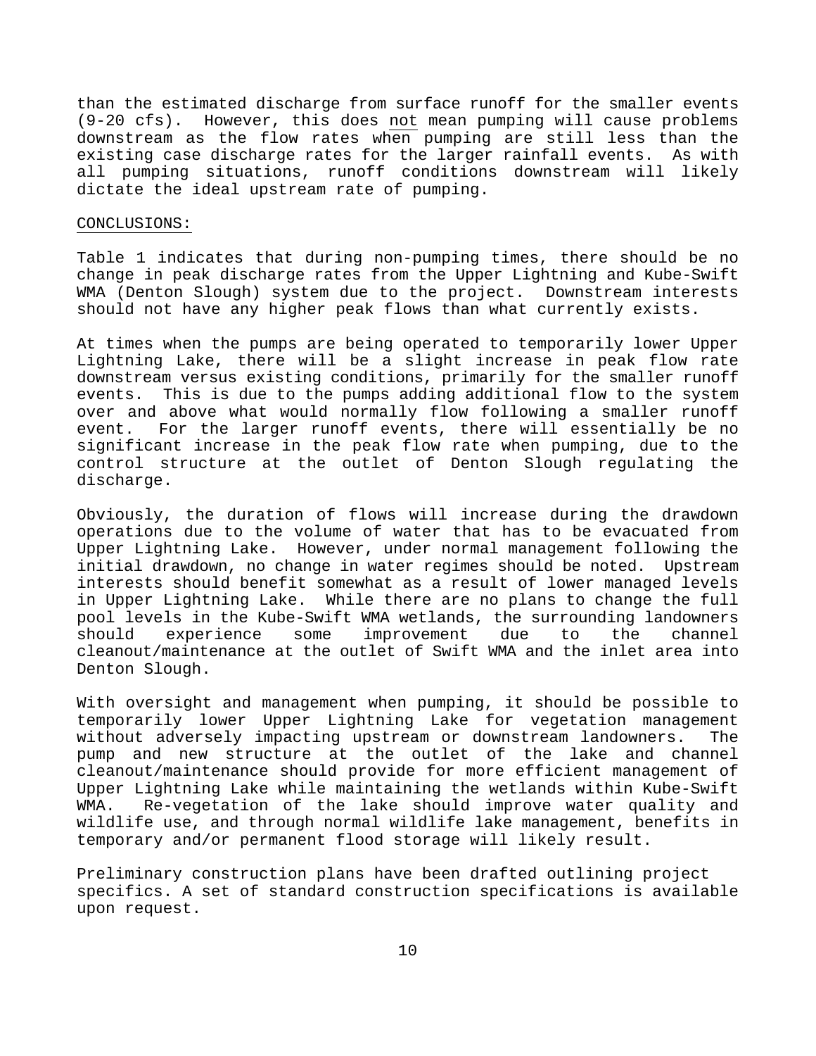than the estimated discharge from surface runoff for the smaller events (9-20 cfs). However, this does <u>not</u> mean pumping will cause problems downstream as the flow rates when pumping are still less than the existing case discharge rates for the larger rainfall events. As with all pumping situations, runoff conditions downstream will likely dictate the ideal upstream rate of pumping.

<u>CONCLUSIONS:</u>

Table 1 indicates that during non-pumping times, there should be no change in peak discharge rates from the Upper Lightning and Kube-Swift WMA (Denton Slough) system due to the project. Downstream interests should not have any higher peak flows than what currently exists.

At times when the pumps are being operated to temporarily lower Upper Lightning Lake, there will be a slight increase in peak flow rate downstream versus existing conditions, primarily for the smaller runoff events. This is due to the pumps adding additional flow to the system over and above what would normally flow following a smaller runoff event. For the larger runoff events, there will essentially be no significant increase in the peak flow rate when pumping, due to the control structure at the outlet of Denton Slough regulating the discharge.

Obviously, the duration of flows will increase during the drawdown operations due to the volume of water that has to be evacuated from Upper Lightning Lake. However, under normal management following the initial drawdown, no change in water regimes should be noted. Upstream interests should benefit somewhat as a result of lower managed levels in Upper Lightning Lake. While there are no plans to change the full pool levels in the Kube-Swift WMA wetlands, the surrounding landowners should experience some improvement due to the channel cleanout/maintenance at the outlet of Swift WMA and the inlet area into Denton Slough.

With oversight and management when pumping, it should be possible to temporarily lower Upper Lightning Lake for vegetation management without adversely impacting upstream or downstream landowners. The pump and new structure at the outlet of the lake and channel cleanout/maintenance should provide for more efficient management of Upper Lightning Lake while maintaining the wetlands within Kube-Swift WMA. Re-vegetation of the lake should improve water quality and wildlife use, and through normal wildlife lake management, benefits in temporary and/or permanent flood storage will likely result.

Preliminary construction plans have been drafted outlining project specifics. A set of standard construction specifications is available upon request.